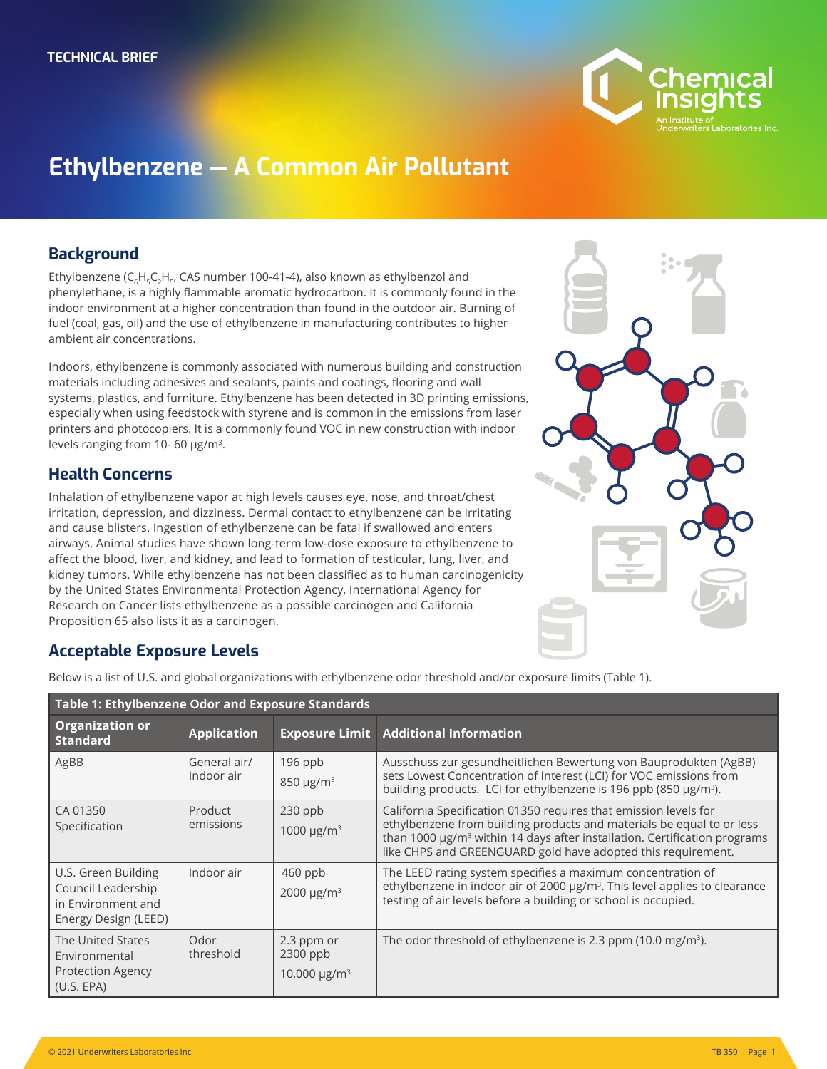TECHNICAL BRIEF

# Ethylbenzene — A Common Air Pollutant

## Background

Ethylbenzene ($C_6H_5C_2H_5$, CAS number 100-41-4), also known as ethylbenzol and phenylethane, is a highly flammable aromatic hydrocarbon. It is commonly found in the indoor environment at a higher concentration than found in the outdoor air. Burning of fuel (coal, gas, oil) and the use of ethylbenzene in manufacturing contributes to higher ambient air concentrations.

Indoors, ethylbenzene is commonly associated with numerous building and construction materials including adhesives and sealants, paints and coatings, flooring and wall systems, plastics, and furniture. Ethylbenzene has been detected in 3D printing emissions, especially when using feedstock with styrene and is common in the emissions from laser printers and photocopiers. It is a commonly found VOC in new construction with indoor levels ranging from 10- 60 µg/m³.

## Health Concerns

Inhalation of ethylbenzene vapor at high levels causes eye, nose, and throat/chest irritation, depression, and dizziness. Dermal contact to ethylbenzene can be irritating and cause blisters. Ingestion of ethylbenzene can be fatal if swallowed and enters airways. Animal studies have shown long-term low-dose exposure to ethylbenzene to affect the blood, liver, and kidney, and lead to formation of testicular, lung, liver, and kidney tumors. While ethylbenzene has not been classified as to human carcinogenicity by the United States Environmental Protection Agency, International Agency for Research on Cancer lists ethylbenzene as a possible carcinogen and California Proposition 65 also lists it as a carcinogen.

## Acceptable Exposure Levels

Below is a list of U.S. and global organizations with ethylbenzene odor threshold and/or exposure limits (Table 1).

**Table 1: Ethylbenzene Odor and Exposure Standards**

| Organization or Standard | Application | Exposure Limit | Additional Information |
|---|---|---|---|
| AgBB | General air/ Indoor air | 196 ppb<br>850 µg/m³ | Ausschuss zur gesundheitlichen Bewertung von Bauprodukten (AgBB) sets Lowest Concentration of Interest (LCI) for VOC emissions from building products. LCI for ethylbenzene is 196 ppb (850 µg/m³). |
| CA 01350 Specification | Product emissions | 230 ppb<br>1000 µg/m³ | California Specification 01350 requires that emission levels for ethylbenzene from building products and materials be equal to or less than 1000 µg/m³ within 14 days after installation. Certification programs like CHPS and GREENGUARD gold have adopted this requirement. |
| U.S. Green Building Council Leadership in Environment and Energy Design (LEED) | Indoor air | 460 ppb<br>2000 µg/m³ | The LEED rating system specifies a maximum concentration of ethylbenzene in indoor air of 2000 µg/m³. This level applies to clearance testing of air levels before a building or school is occupied. |
| The United States Environmental Protection Agency (U.S. EPA) | Odor threshold | 2.3 ppm or 2300 ppb<br>10,000 µg/m³ | The odor threshold of ethylbenzene is 2.3 ppm (10.0 mg/m³). |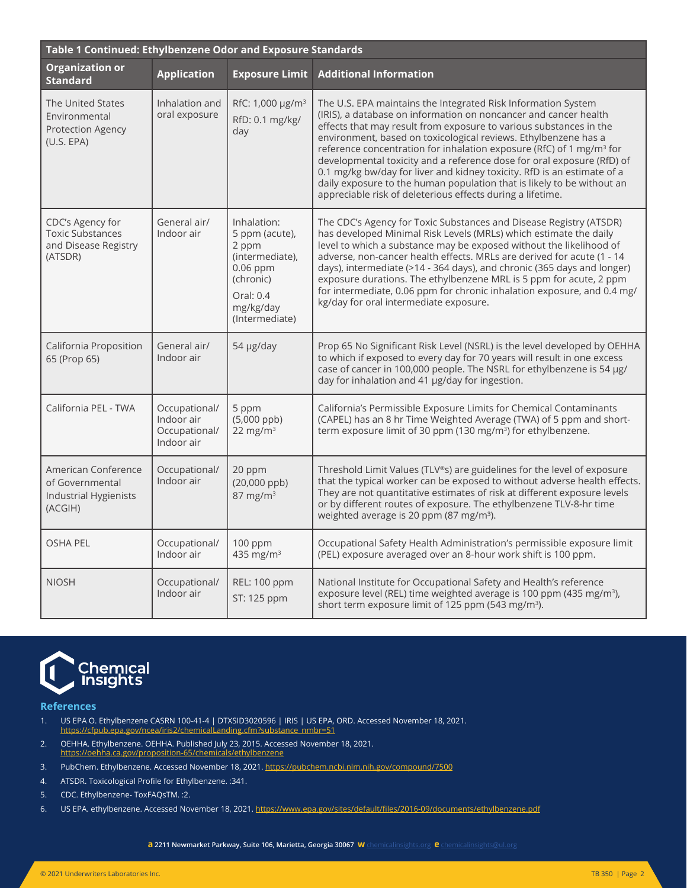| Table 1 Continued: Ethylbenzene Odor and Exposure Standards | | | |
|---|---|---|---|
| **Organization or Standard** | **Application** | **Exposure Limit** | **Additional Information** |
| The United States Environmental Protection Agency (U.S. EPA) | Inhalation and oral exposure | RfC: 1,000 µg/m³<br>RfD: 0.1 mg/kg/day | The U.S. EPA maintains the Integrated Risk Information System (IRIS), a database on information on noncancer and cancer health effects that may result from exposure to various substances in the environment, based on toxicological reviews. Ethylbenzene has a reference concentration for inhalation exposure (RfC) of 1 mg/m³ for developmental toxicity and a reference dose for oral exposure (RfD) of 0.1 mg/kg bw/day for liver and kidney toxicity. RfD is an estimate of a daily exposure to the human population that is likely to be without an appreciable risk of deleterious effects during a lifetime. |
| CDC's Agency for Toxic Substances and Disease Registry (ATSDR) | General air/ Indoor air | Inhalation: 5 ppm (acute), 2 ppm (intermediate), 0.06 ppm (chronic)<br>Oral: 0.4 mg/kg/day (Intermediate) | The CDC's Agency for Toxic Substances and Disease Registry (ATSDR) has developed Minimal Risk Levels (MRLs) which estimate the daily level to which a substance may be exposed without the likelihood of adverse, non-cancer health effects. MRLs are derived for acute (1 - 14 days), intermediate (>14 - 364 days), and chronic (365 days and longer) exposure durations. The ethylbenzene MRL is 5 ppm for acute, 2 ppm for intermediate, 0.06 ppm for chronic inhalation exposure, and 0.4 mg/kg/day for oral intermediate exposure. |
| California Proposition 65 (Prop 65) | General air/ Indoor air | 54 µg/day | Prop 65 No Significant Risk Level (NSRL) is the level developed by OEHHA to which if exposed to every day for 70 years will result in one excess case of cancer in 100,000 people. The NSRL for ethylbenzene is 54 µg/day for inhalation and 41 µg/day for ingestion. |
| California PEL - TWA | Occupational/ Indoor air Occupational/ Indoor air | 5 ppm (5,000 ppb) 22 mg/m³ | California's Permissible Exposure Limits for Chemical Contaminants (CAPEL) has an 8 hr Time Weighted Average (TWA) of 5 ppm and short-term exposure limit of 30 ppm (130 mg/m³) for ethylbenzene. |
| American Conference of Governmental Industrial Hygienists (ACGIH) | Occupational/ Indoor air | 20 ppm (20,000 ppb) 87 mg/m³ | Threshold Limit Values (TLV®s) are guidelines for the level of exposure that the typical worker can be exposed to without adverse health effects. They are not quantitative estimates of risk at different exposure levels or by different routes of exposure. The ethylbenzene TLV-8-hr time weighted average is 20 ppm (87 mg/m³). |
| OSHA PEL | Occupational/ Indoor air | 100 ppm 435 mg/m³ | Occupational Safety Health Administration's permissible exposure limit (PEL) exposure averaged over an 8-hour work shift is 100 ppm. |
| NIOSH | Occupational/ Indoor air | REL: 100 ppm<br>ST: 125 ppm | National Institute for Occupational Safety and Health's reference exposure level (REL) time weighted average is 100 ppm (435 mg/m³), short term exposure limit of 125 ppm (543 mg/m³). |

Chemical Insights

## References

1. US EPA O. Ethylbenzene CASRN 100-41-4 | DTXSID3020596 | IRIS | US EPA, ORD. Accessed November 18, 2021. https://cfpub.epa.gov/ncea/iris2/chemicalLanding.cfm?substance_nmbr=51
2. OEHHA. Ethylbenzene. OEHHA. Published July 23, 2015. Accessed November 18, 2021. https://oehha.ca.gov/proposition-65/chemicals/ethylbenzene
3. PubChem. Ethylbenzene. Accessed November 18, 2021. https://pubchem.ncbi.nlm.nih.gov/compound/7500
4. ATSDR. Toxicological Profile for Ethylbenzene. :341.
5. CDC. Ethylbenzene- ToxFAQsTM. :2.
6. US EPA. ethylbenzene. Accessed November 18, 2021. https://www.epa.gov/sites/default/files/2016-09/documents/ethylbenzene.pdf

**a** 2211 Newmarket Parkway, Suite 106, Marietta, Georgia 30067 **w** chemicalinsights.org **e** chemicalinsights@ul.org

© 2021 Underwriters Laboratories Inc.

TB 350